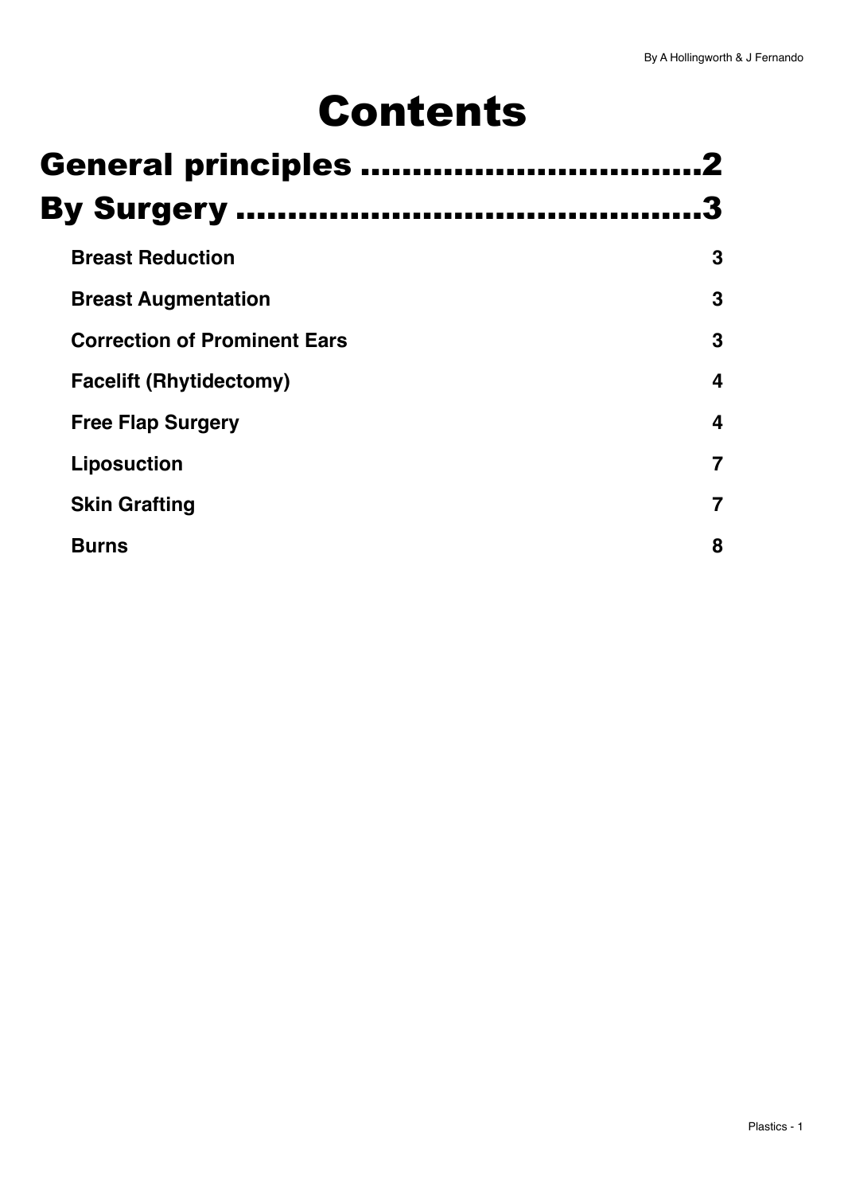# Contents

## General principles ................................2

## By Surgery ...........................................3

| | |
|---|---|
| **Breast Reduction** | **3** |
| **Breast Augmentation** | **3** |
| **Correction of Prominent Ears** | **3** |
| **Facelift (Rhytidectomy)** | **4** |
| **Free Flap Surgery** | **4** |
| **Liposuction** | **7** |
| **Skin Grafting** | **7** |
| **Burns** | **8** |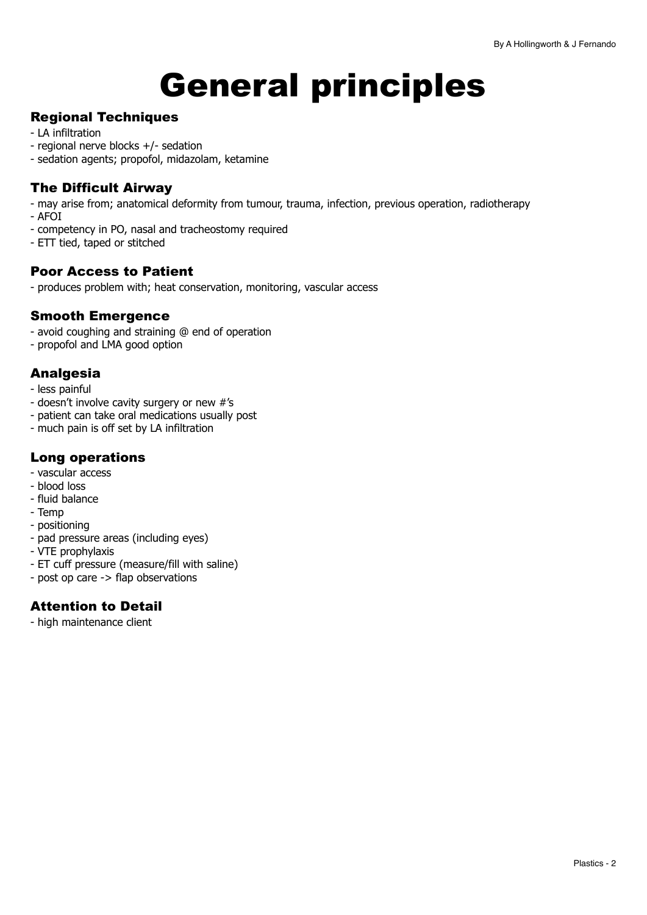# General principles

## Regional Techniques

- LA infiltration
- regional nerve blocks +/- sedation
- sedation agents; propofol, midazolam, ketamine

## The Difficult Airway

- may arise from; anatomical deformity from tumour, trauma, infection, previous operation, radiotherapy
- AFOI
- competency in PO, nasal and tracheostomy required
- ETT tied, taped or stitched

## Poor Access to Patient

- produces problem with; heat conservation, monitoring, vascular access

## Smooth Emergence

- avoid coughing and straining @ end of operation
- propofol and LMA good option

## Analgesia

- less painful
- doesn't involve cavity surgery or new #'s
- patient can take oral medications usually post
- much pain is off set by LA infiltration

## Long operations

- vascular access
- blood loss
- fluid balance
- Temp
- positioning
- pad pressure areas (including eyes)
- VTE prophylaxis
- ET cuff pressure (measure/fill with saline)
- post op care -> flap observations

## Attention to Detail

- high maintenance client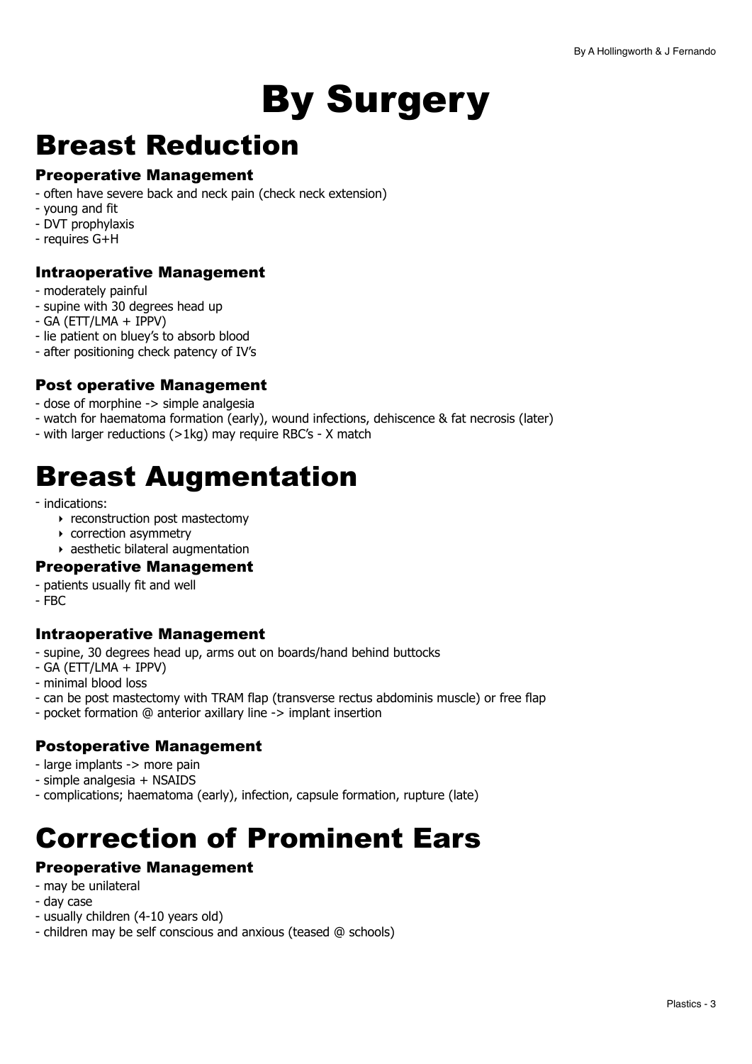# By Surgery

# Breast Reduction

### Preoperative Management

- often have severe back and neck pain (check neck extension)
- young and fit
- DVT prophylaxis
- requires G+H

### Intraoperative Management

- moderately painful
- supine with 30 degrees head up
- GA (ETT/LMA + IPPV)
- lie patient on bluey's to absorb blood
- after positioning check patency of IV's

### Post operative Management

- dose of morphine -> simple analgesia
- watch for haematoma formation (early), wound infections, dehiscence & fat necrosis (later)
- with larger reductions (>1kg) may require RBC's - X match

# Breast Augmentation

- indications:
    - reconstruction post mastectomy
    - correction asymmetry
    - aesthetic bilateral augmentation

### Preoperative Management

- patients usually fit and well
- FBC

### Intraoperative Management

- supine, 30 degrees head up, arms out on boards/hand behind buttocks
- GA (ETT/LMA + IPPV)
- minimal blood loss
- can be post mastectomy with TRAM flap (transverse rectus abdominis muscle) or free flap
- pocket formation @ anterior axillary line -> implant insertion

### Postoperative Management

- large implants -> more pain
- simple analgesia + NSAIDS
- complications; haematoma (early), infection, capsule formation, rupture (late)

# Correction of Prominent Ears

### Preoperative Management

- may be unilateral
- day case
- usually children (4-10 years old)
- children may be self conscious and anxious (teased @ schools)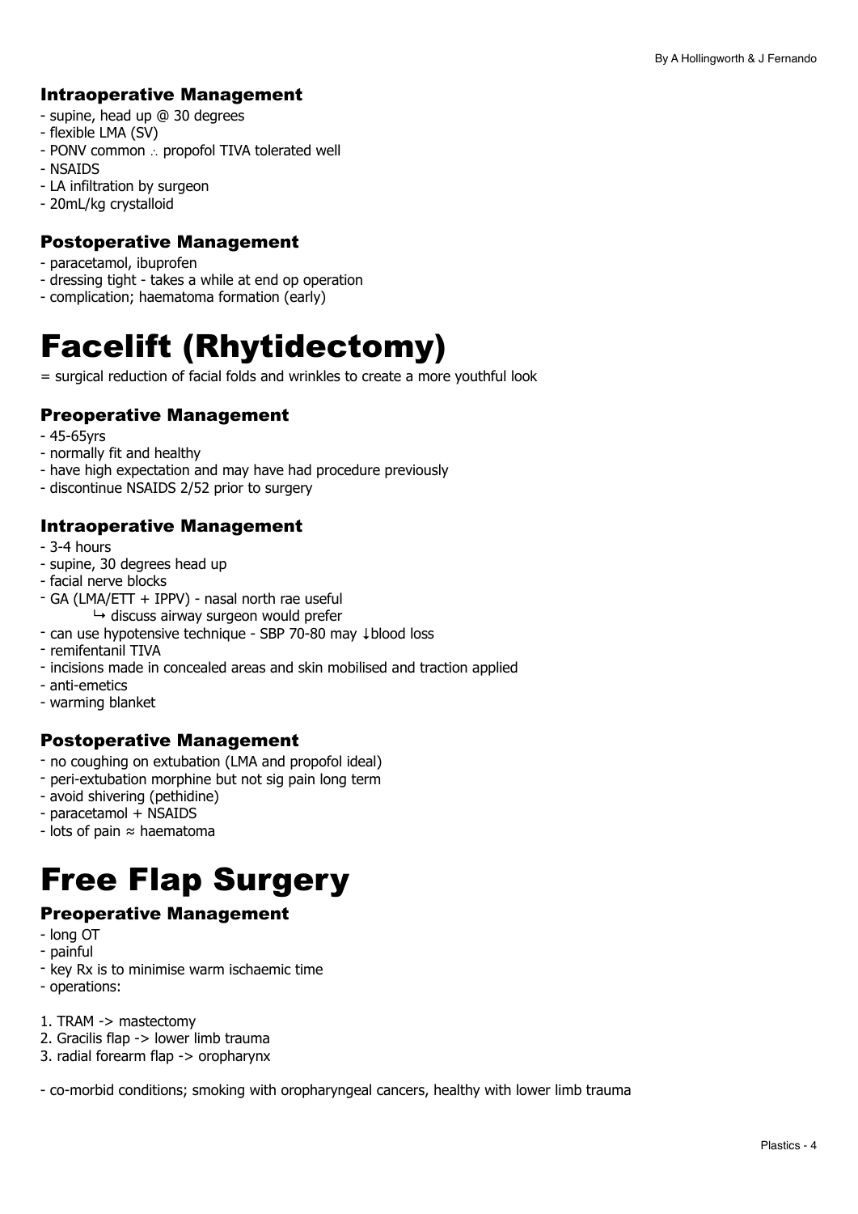### Intraoperative Management

- supine, head up @ 30 degrees
- flexible LMA (SV)
- PONV common ∴ propofol TIVA tolerated well
- NSAIDS
- LA infiltration by surgeon
- 20mL/kg crystalloid

### Postoperative Management

- paracetamol, ibuprofen
- dressing tight - takes a while at end op operation
- complication; haematoma formation (early)

# Facelift (Rhytidectomy)

= surgical reduction of facial folds and wrinkles to create a more youthful look

### Preoperative Management

- 45-65yrs
- normally fit and healthy
- have high expectation and may have had procedure previously
- discontinue NSAIDS 2/52 prior to surgery

### Intraoperative Management

- 3-4 hours
- supine, 30 degrees head up
- facial nerve blocks
- GA (LMA/ETT + IPPV) - nasal north rae useful
    - ↳ discuss airway surgeon would prefer
- can use hypotensive technique - SBP 70-80 may ↓blood loss
- remifentanil TIVA
- incisions made in concealed areas and skin mobilised and traction applied
- anti-emetics
- warming blanket

### Postoperative Management

- no coughing on extubation (LMA and propofol ideal)
- peri-extubation morphine but not sig pain long term
- avoid shivering (pethidine)
- paracetamol + NSAIDS
- lots of pain ≈ haematoma

# Free Flap Surgery

### Preoperative Management

- long OT
- painful
- key Rx is to minimise warm ischaemic time
- operations:

1. TRAM -> mastectomy
2. Gracilis flap -> lower limb trauma
3. radial forearm flap -> oropharynx

- co-morbid conditions; smoking with oropharyngeal cancers, healthy with lower limb trauma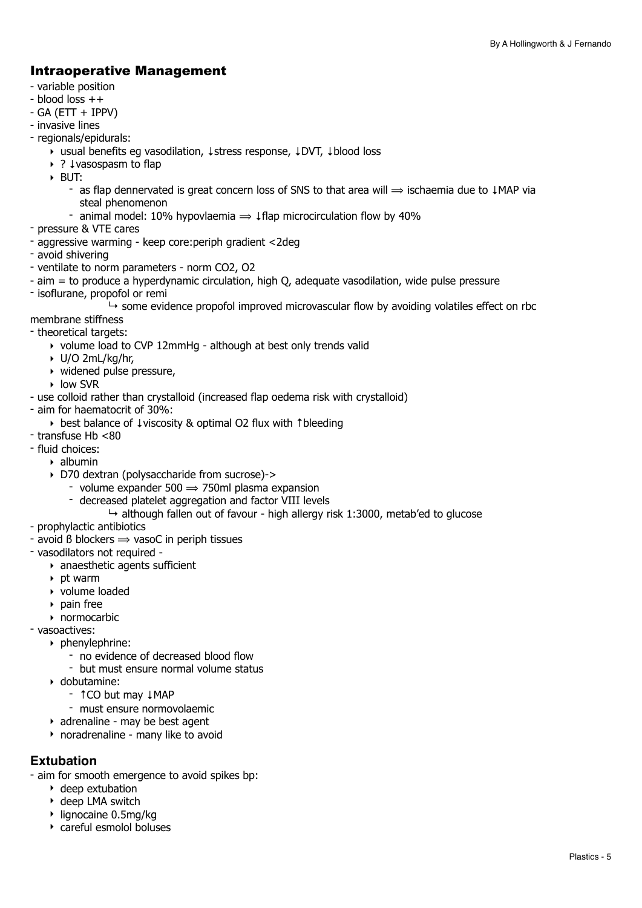## Intraoperative Management

- variable position
- blood loss ++
- GA (ETT + IPPV)
- invasive lines
- regionals/epidurals:
    - usual benefits eg vasodilation, ↓stress response, ↓DVT, ↓blood loss
    - ? ↓vasospasm to flap
    - BUT:
        - as flap dennervated is great concern loss of SNS to that area will ⟹ ischaemia due to ↓MAP via steal phenomenon
        - animal model: 10% hypovlaemia ⟹ ↓flap microcirculation flow by 40%
- pressure & VTE cares
- aggressive warming - keep core:periph gradient <2deg
- avoid shivering
- ventilate to norm parameters - norm CO2, O2
- aim = to produce a hyperdynamic circulation, high Q, adequate vasodilation, wide pulse pressure
- isoflurane, propofol or remi
    ↳ some evidence propofol improved microvascular flow by avoiding volatiles effect on rbc membrane stiffness
- theoretical targets:
    - volume load to CVP 12mmHg - although at best only trends valid
    - U/O 2mL/kg/hr,
    - widened pulse pressure,
    - low SVR
- use colloid rather than crystalloid (increased flap oedema risk with crystalloid)
- aim for haematocrit of 30%:
    - best balance of ↓viscosity & optimal O2 flux with ↑bleeding
- transfuse Hb <80
- fluid choices:
    - albumin
    - D70 dextran (polysaccharide from sucrose)->
        - volume expander 500 ⟹ 750ml plasma expansion
        - decreased platelet aggregation and factor VIII levels
            ↳ although fallen out of favour - high allergy risk 1:3000, metab'ed to glucose
- prophylactic antibiotics
- avoid ß blockers ⟹ vasoC in periph tissues
- vasodilators not required -
    - anaesthetic agents sufficient
    - pt warm
    - volume loaded
    - pain free
    - normocarbic
- vasoactives:
    - phenylephrine:
        - no evidence of decreased blood flow
        - but must ensure normal volume status
    - dobutamine:
        - ↑CO but may ↓MAP
        - must ensure normovolaemic
    - adrenaline - may be best agent
    - noradrenaline - many like to avoid

## Extubation

- aim for smooth emergence to avoid spikes bp:
    - deep extubation
    - deep LMA switch
    - lignocaine 0.5mg/kg
    - careful esmolol boluses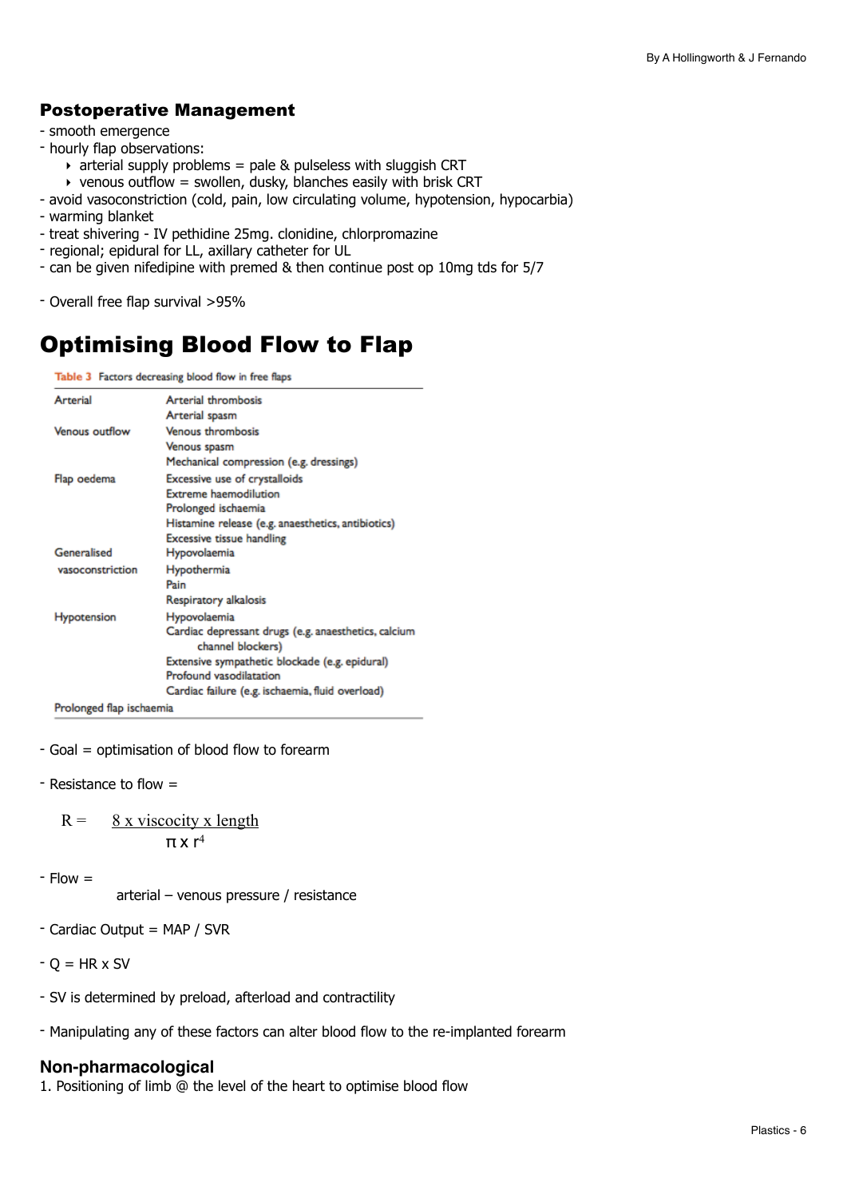## Postoperative Management

- smooth emergence
- hourly flap observations:
  - arterial supply problems = pale & pulseless with sluggish CRT
  - venous outflow = swollen, dusky, blanches easily with brisk CRT
- avoid vasoconstriction (cold, pain, low circulating volume, hypotension, hypocarbia)
- warming blanket
- treat shivering - IV pethidine 25mg. clonidine, chlorpromazine
- regional; epidural for LL, axillary catheter for UL
- can be given nifedipine with premed & then continue post op 10mg tds for 5/7

- Overall free flap survival >95%

# Optimising Blood Flow to Flap

Table 3 Factors decreasing blood flow in free flaps

| | |
|---|---|
| Arterial | Arterial thrombosis |
| | Arterial spasm |
| Venous outflow | Venous thrombosis |
| | Venous spasm |
| | Mechanical compression (e.g. dressings) |
| Flap oedema | Excessive use of crystalloids |
| | Extreme haemodilution |
| | Prolonged ischaemia |
| | Histamine release (e.g. anaesthetics, antibiotics) |
| | Excessive tissue handling |
| Generalised vasoconstriction | Hypovolaemia |
| | Hypothermia |
| | Pain |
| | Respiratory alkalosis |
| Hypotension | Hypovolaemia |
| | Cardiac depressant drugs (e.g. anaesthetics, calcium channel blockers) |
| | Extensive sympathetic blockade (e.g. epidural) |
| | Profound vasodilatation |
| | Cardiac failure (e.g. ischaemia, fluid overload) |
| Prolonged flap ischaemia | |

- Goal = optimisation of blood flow to forearm

- Resistance to flow =

$$R = \frac{8 \times \text{viscocity} \times \text{length}}{\pi \times r^4}$$

- Flow =

  arterial – venous pressure / resistance

- Cardiac Output = MAP / SVR

- Q = HR x SV

- SV is determined by preload, afterload and contractility

- Manipulating any of these factors can alter blood flow to the re-implanted forearm

## Non-pharmacological

1. Positioning of limb @ the level of the heart to optimise blood flow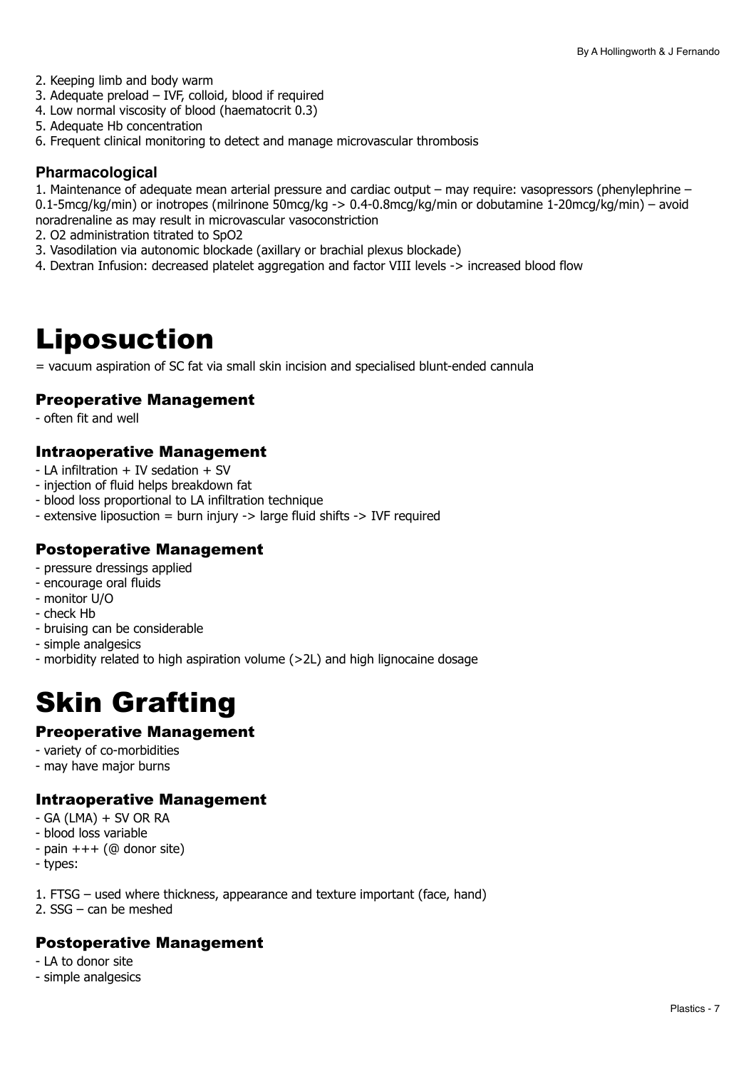2. Keeping limb and body warm
3. Adequate preload – IVF, colloid, blood if required
4. Low normal viscosity of blood (haematocrit 0.3)
5. Adequate Hb concentration
6. Frequent clinical monitoring to detect and manage microvascular thrombosis

**Pharmacological**

1. Maintenance of adequate mean arterial pressure and cardiac output – may require: vasopressors (phenylephrine – 0.1-5mcg/kg/min) or inotropes (milrinone 50mcg/kg -> 0.4-0.8mcg/kg/min or dobutamine 1-20mcg/kg/min) – avoid noradrenaline as may result in microvascular vasoconstriction
2. O2 administration titrated to SpO2
3. Vasodilation via autonomic blockade (axillary or brachial plexus blockade)
4. Dextran Infusion: decreased platelet aggregation and factor VIII levels -> increased blood flow

# Liposuction

= vacuum aspiration of SC fat via small skin incision and specialised blunt-ended cannula

## Preoperative Management

- often fit and well

## Intraoperative Management

- LA infiltration + IV sedation + SV
- injection of fluid helps breakdown fat
- blood loss proportional to LA infiltration technique
- extensive liposuction = burn injury -> large fluid shifts -> IVF required

## Postoperative Management

- pressure dressings applied
- encourage oral fluids
- monitor U/O
- check Hb
- bruising can be considerable
- simple analgesics
- morbidity related to high aspiration volume (>2L) and high lignocaine dosage

# Skin Grafting

## Preoperative Management

- variety of co-morbidities
- may have major burns

## Intraoperative Management

- GA (LMA) + SV OR RA
- blood loss variable
- pain +++ (@ donor site)
- types:

1. FTSG – used where thickness, appearance and texture important (face, hand)
2. SSG – can be meshed

## Postoperative Management

- LA to donor site
- simple analgesics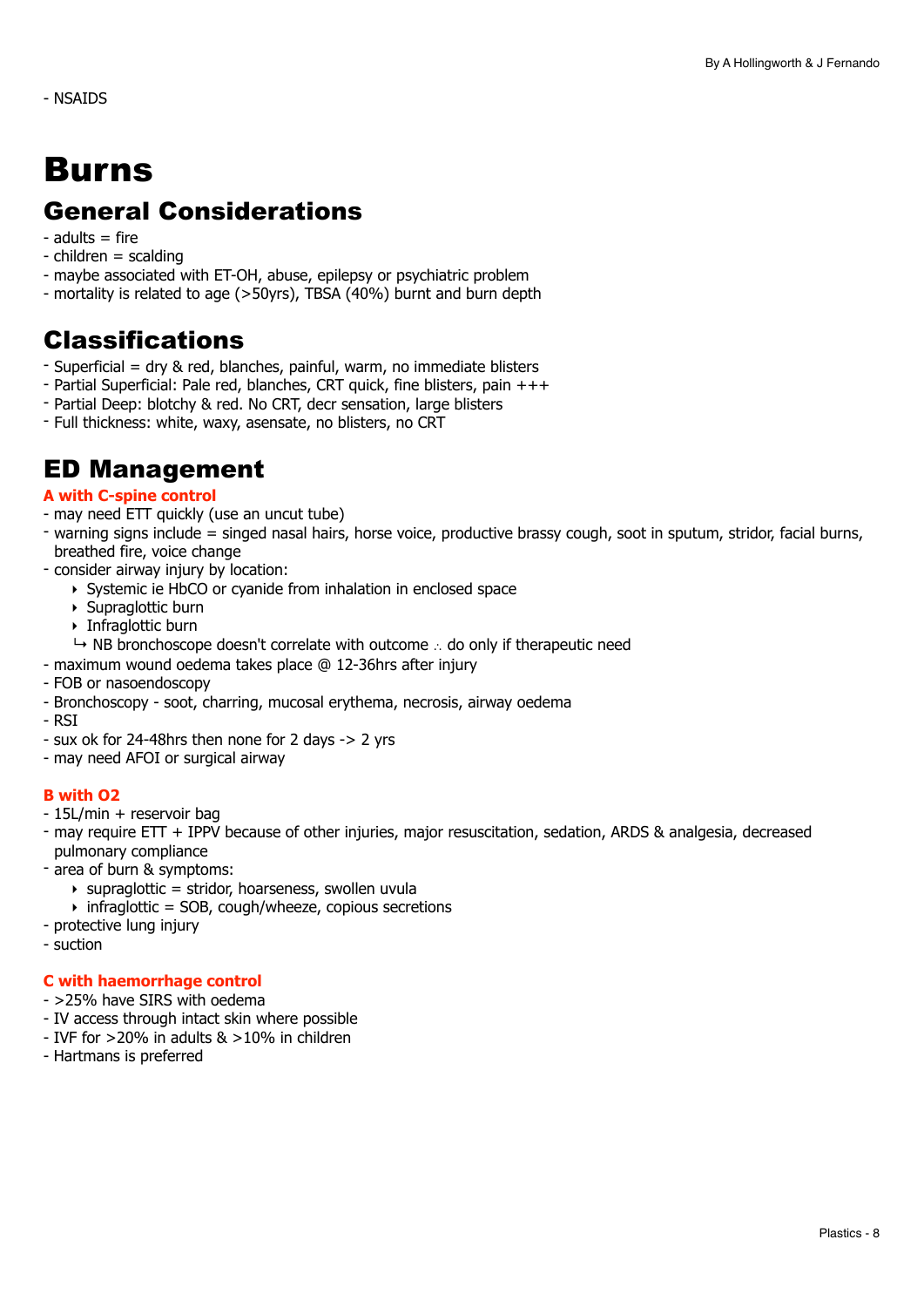- NSAIDS

# Burns

## General Considerations

- adults = fire
- children = scalding
- maybe associated with ET-OH, abuse, epilepsy or psychiatric problem
- mortality is related to age (>50yrs), TBSA (40%) burnt and burn depth

## Classifications

- Superficial = dry & red, blanches, painful, warm, no immediate blisters
- Partial Superficial: Pale red, blanches, CRT quick, fine blisters, pain +++
- Partial Deep: blotchy & red. No CRT, decr sensation, large blisters
- Full thickness: white, waxy, asensate, no blisters, no CRT

## ED Management

**A with C-spine control**

- may need ETT quickly (use an uncut tube)
- warning signs include = singed nasal hairs, horse voice, productive brassy cough, soot in sputum, stridor, facial burns, breathed fire, voice change
- consider airway injury by location:
    - Systemic ie HbCO or cyanide from inhalation in enclosed space
    - Supraglottic burn
    - Infraglottic burn

  ↳ NB bronchoscope doesn't correlate with outcome ∴ do only if therapeutic need
- maximum wound oedema takes place @ 12-36hrs after injury
- FOB or nasoendoscopy
- Bronchoscopy - soot, charring, mucosal erythema, necrosis, airway oedema
- RSI
- sux ok for 24-48hrs then none for 2 days -> 2 yrs
- may need AFOI or surgical airway

**B with O2**

- 15L/min + reservoir bag
- may require ETT + IPPV because of other injuries, major resuscitation, sedation, ARDS & analgesia, decreased pulmonary compliance
- area of burn & symptoms:
    - supraglottic = stridor, hoarseness, swollen uvula
    - infraglottic = SOB, cough/wheeze, copious secretions
- protective lung injury
- suction

**C with haemorrhage control**

- >25% have SIRS with oedema
- IV access through intact skin where possible
- IVF for >20% in adults & >10% in children
- Hartmans is preferred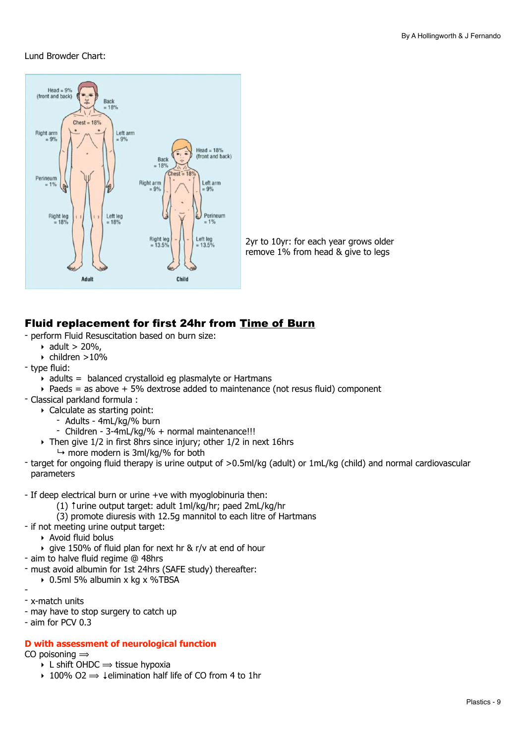Lund Browder Chart:

2yr to 10yr: for each year grows older remove 1% from head & give to legs

## Fluid replacement for first 24hr from Time of Burn

- perform Fluid Resuscitation based on burn size:
  - adult > 20%,
  - children >10%
- type fluid:
  - adults = balanced crystalloid eg plasmalyte or Hartmans
  - Paeds = as above + 5% dextrose added to maintenance (not resus fluid) component
- Classical parkland formula :
  - Calculate as starting point:
    - Adults - 4mL/kg/% burn
    - Children - 3-4mL/kg/% + normal maintenance!!!
  - Then give 1/2 in first 8hrs since injury; other 1/2 in next 16hrs
    - ↳ more modern is 3ml/kg/% for both
- target for ongoing fluid therapy is urine output of >0.5ml/kg (adult) or 1mL/kg (child) and normal cardiovascular parameters

- If deep electrical burn or urine +ve with myoglobinuria then:
  - (1) ↑urine output target: adult 1ml/kg/hr; paed 2mL/kg/hr
  - (3) promote diuresis with 12.5g mannitol to each litre of Hartmans
- if not meeting urine output target:
  - Avoid fluid bolus
  - give 150% of fluid plan for next hr & r/v at end of hour
- aim to halve fluid regime @ 48hrs
- must avoid albumin for 1st 24hrs (SAFE study) thereafter:
  - 0.5ml 5% albumin x kg x %TBSA
-
- x-match units
- may have to stop surgery to catch up
- aim for PCV 0.3

**D with assessment of neurological function**

CO poisoning ⟹
- L shift OHDC ⟹ tissue hypoxia
- 100% $O_2$ ⟹ ↓elimination half life of CO from 4 to 1hr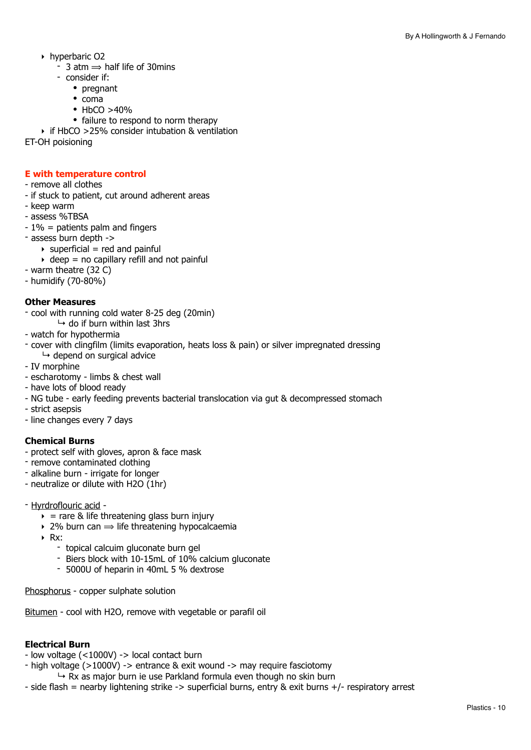- hyperbaric O2
  - 3 atm ⟹ half life of 30mins
  - consider if:
    - pregnant
    - coma
    - HbCO >40%
    - failure to respond to norm therapy
- if HbCO >25% consider intubation & ventilation

ET-OH poisioning

**E with temperature control**

- remove all clothes
- if stuck to patient, cut around adherent areas
- keep warm
- assess %TBSA
- 1% = patients palm and fingers
- assess burn depth ->
  - superficial = red and painful
  - deep = no capillary refill and not painful
- warm theatre (32 C)
- humidify (70-80%)

**Other Measures**

- cool with running cold water 8-25 deg (20min)
  ↳ do if burn within last 3hrs
- watch for hypothermia
- cover with clingfilm (limits evaporation, heats loss & pain) or silver impregnated dressing
  ↳ depend on surgical advice
- IV morphine
- escharotomy - limbs & chest wall
- have lots of blood ready
- NG tube - early feeding prevents bacterial translocation via gut & decompressed stomach
- strict asepsis
- line changes every 7 days

**Chemical Burns**

- protect self with gloves, apron & face mask
- remove contaminated clothing
- alkaline burn - irrigate for longer
- neutralize or dilute with H2O (1hr)

- Hyrdroflouric acid -
  - = rare & life threatening glass burn injury
  - 2% burn can ⟹ life threatening hypocalcaemia
  - Rx:
    - topical calcuim gluconate burn gel
    - Biers block with 10-15mL of 10% calcium gluconate
    - 5000U of heparin in 40mL 5 % dextrose

Phosphorus - copper sulphate solution

Bitumen - cool with H2O, remove with vegetable or parafil oil

**Electrical Burn**

- low voltage (<1000V) -> local contact burn
- high voltage (>1000V) -> entrance & exit wound -> may require fasciotomy
  ↳ Rx as major burn ie use Parkland formula even though no skin burn
- side flash = nearby lightening strike -> superficial burns, entry & exit burns +/- respiratory arrest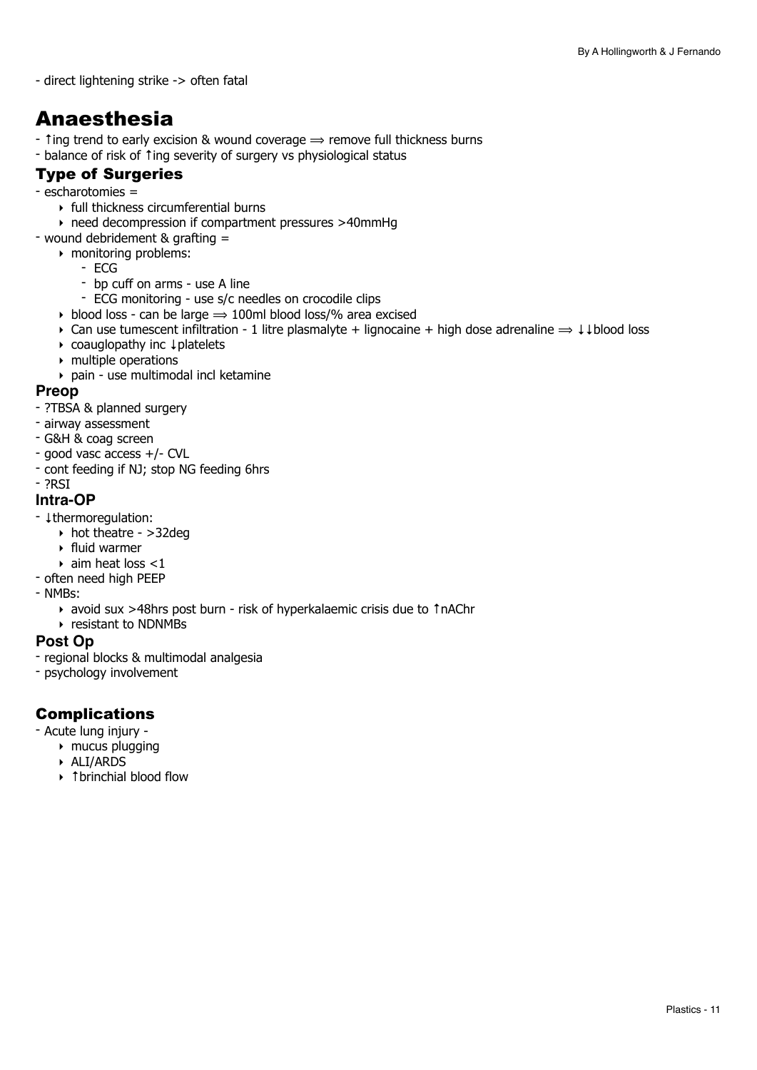- direct lightening strike -> often fatal

# Anaesthesia

- ↑ing trend to early excision & wound coverage ⟹ remove full thickness burns
- balance of risk of ↑ing severity of surgery vs physiological status

## Type of Surgeries

- escharotomies =
    - full thickness circumferential burns
    - need decompression if compartment pressures >40mmHg
- wound debridement & grafting =
    - monitoring problems:
        - ECG
        - bp cuff on arms - use A line
        - ECG monitoring - use s/c needles on crocodile clips
    - blood loss - can be large ⟹ 100ml blood loss/% area excised
    - Can use tumescent infiltration - 1 litre plasmalyte + lignocaine + high dose adrenaline ⟹ ↓↓blood loss
    - coauglopathy inc ↓platelets
    - multiple operations
    - pain - use multimodal incl ketamine

### Preop

- ?TBSA & planned surgery
- airway assessment
- G&H & coag screen
- good vasc access +/- CVL
- cont feeding if NJ; stop NG feeding 6hrs
- ?RSI

### Intra-OP

- ↓thermoregulation:
    - hot theatre - >32deg
    - fluid warmer
    - aim heat loss <1
- often need high PEEP
- NMBs:
    - avoid sux >48hrs post burn - risk of hyperkalaemic crisis due to ↑nAChr
    - resistant to NDNMBs

### Post Op

- regional blocks & multimodal analgesia
- psychology involvement

## Complications

- Acute lung injury -
    - mucus plugging
    - ALI/ARDS
    - ↑brinchial blood flow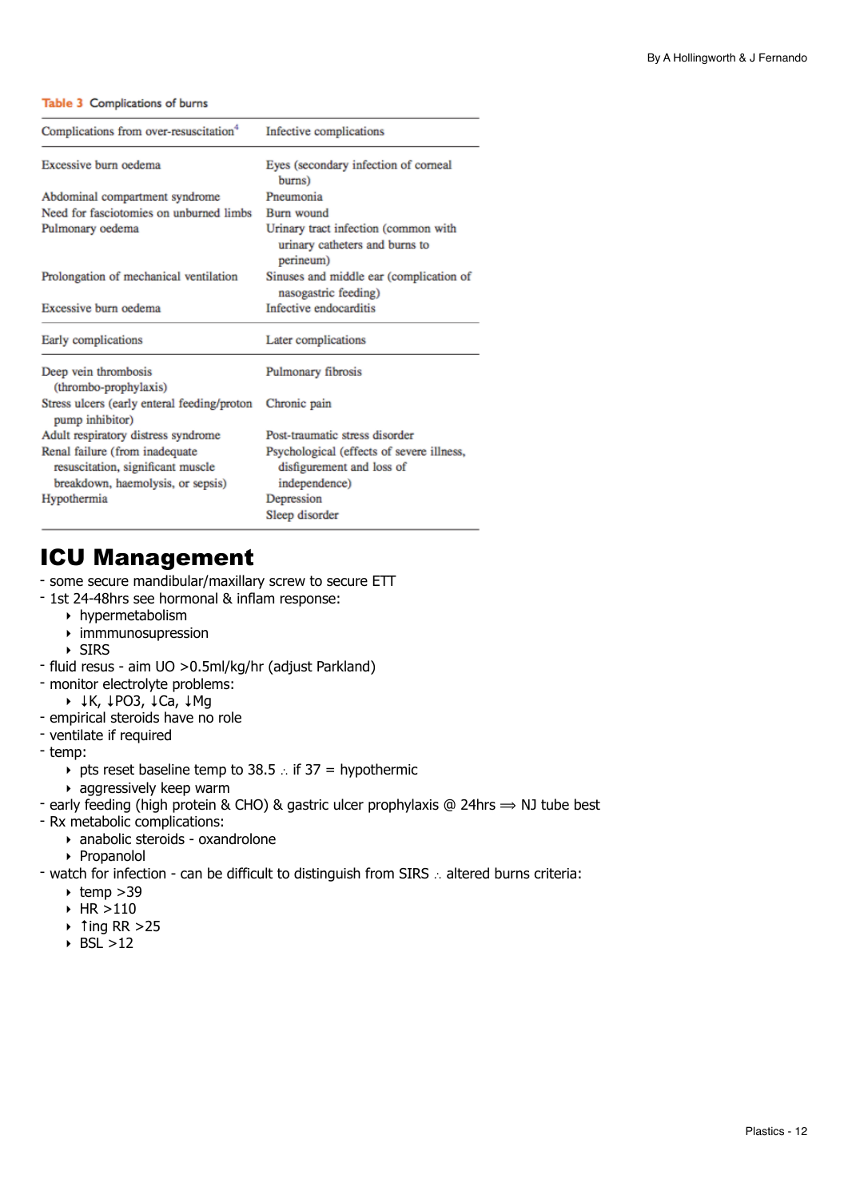**Table 3** Complications of burns

| Complications from over-resuscitation[4] | Infective complications |
| --- | --- |
| Excessive burn oedema | Eyes (secondary infection of corneal burns) |
| Abdominal compartment syndrome | Pneumonia |
| Need for fasciotomies on unburned limbs | Burn wound |
| Pulmonary oedema | Urinary tract infection (common with urinary catheters and burns to perineum) |
| Prolongation of mechanical ventilation | Sinuses and middle ear (complication of nasogastric feeding) |
| Excessive burn oedema | Infective endocarditis |
| **Early complications** | **Later complications** |
| Deep vein thrombosis (thrombo-prophylaxis) | Pulmonary fibrosis |
| Stress ulcers (early enteral feeding/proton pump inhibitor) | Chronic pain |
| Adult respiratory distress syndrome | Post-traumatic stress disorder |
| Renal failure (from inadequate resuscitation, significant muscle breakdown, haemolysis, or sepsis) | Psychological (effects of severe illness, disfigurement and loss of independence) |
| Hypothermia | Depression |
| | Sleep disorder |

# ICU Management

- some secure mandibular/maxillary screw to secure ETT
- 1st 24-48hrs see hormonal & inflam response:
  - hypermetabolism
  - immmunosupression
  - SIRS
- fluid resus - aim UO >0.5ml/kg/hr (adjust Parkland)
- monitor electrolyte problems:
  - ↓K, ↓PO3, ↓Ca, ↓Mg
- empirical steroids have no role
- ventilate if required
- temp:
  - pts reset baseline temp to 38.5 ∴ if 37 = hypothermic
  - aggressively keep warm
- early feeding (high protein & CHO) & gastric ulcer prophylaxis @ 24hrs ⟹ NJ tube best
- Rx metabolic complications:
  - anabolic steroids - oxandrolone
  - Propanolol
- watch for infection - can be difficult to distinguish from SIRS ∴ altered burns criteria:
  - temp >39
  - HR >110
  - ↑ing RR >25
  - BSL >12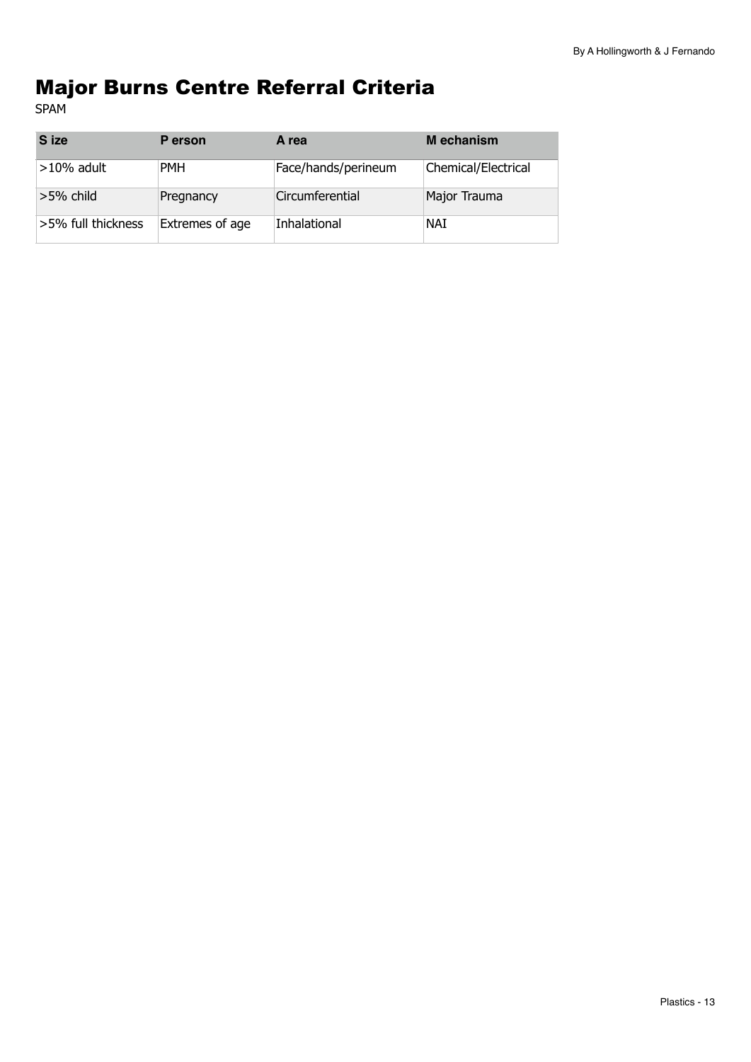# Major Burns Centre Referral Criteria

SPAM

| S ize | P erson | A rea | M echanism |
|---|---|---|---|
| >10% adult | PMH | Face/hands/perineum | Chemical/Electrical |
| >5% child | Pregnancy | Circumferential | Major Trauma |
| >5% full thickness | Extremes of age | Inhalational | NAI |